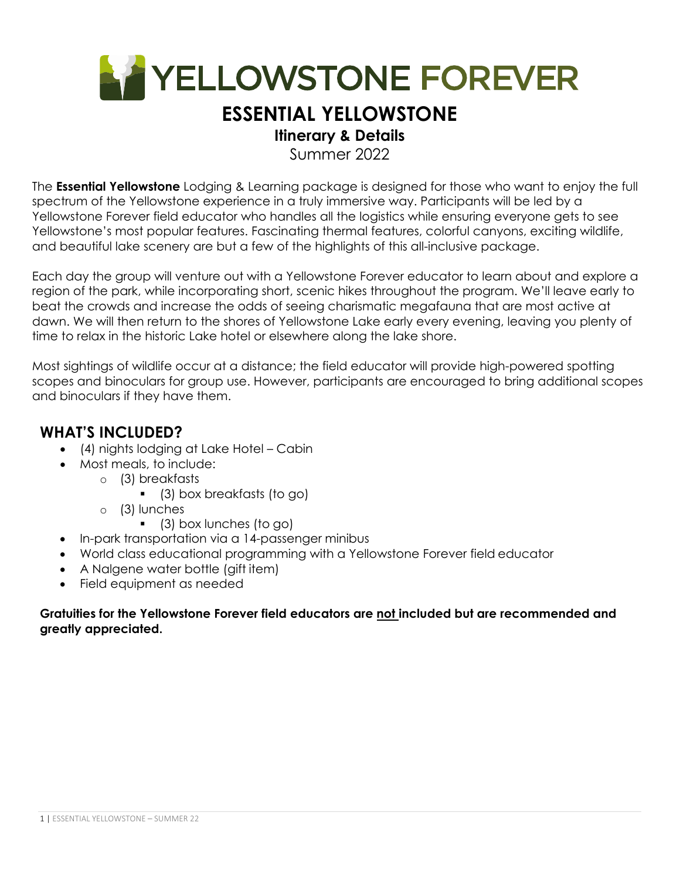# YELLOWSTONE FOREVER

## ESSENTIAL YELLOWSTONE

### Itinerary & Details

Summer 2022

The **Essential Yellowstone** Lodging & Learning package is designed for those who want to enjoy the full spectrum of the Yellowstone experience in a truly immersive way. Participants will be led by a Yellowstone Forever field educator who handles all the logistics while ensuring everyone gets to see Yellowstone's most popular features. Fascinating thermal features, colorful canyons, exciting wildlife, and beautiful lake scenery are but a few of the highlights of this all-inclusive package.

Each day the group will venture out with a Yellowstone Forever educator to learn about and explore a region of the park, while incorporating short, scenic hikes throughout the program. We'll leave early to beat the crowds and increase the odds of seeing charismatic megafauna that are most active at dawn. We will then return to the shores of Yellowstone Lake early every evening, leaving you plenty of time to relax in the historic Lake hotel or elsewhere along the lake shore.

Most sightings of wildlife occur at a distance; the field educator will provide high-powered spotting scopes and binoculars for group use. However, participants are encouraged to bring additional scopes and binoculars if they have them.

## WHAT'S INCLUDED?

- (4) nights lodging at Lake Hotel – Cabin
- Most meals, to include:
  - (3) breakfasts
    - (3) box breakfasts (to go)
  - (3) lunches
    - (3) box lunches (to go)
- In-park transportation via a 14-passenger minibus
- World class educational programming with a Yellowstone Forever field educator
- A Nalgene water bottle (gift item)
- Field equipment as needed

**Gratuities for the Yellowstone Forever field educators are not included but are recommended and greatly appreciated.**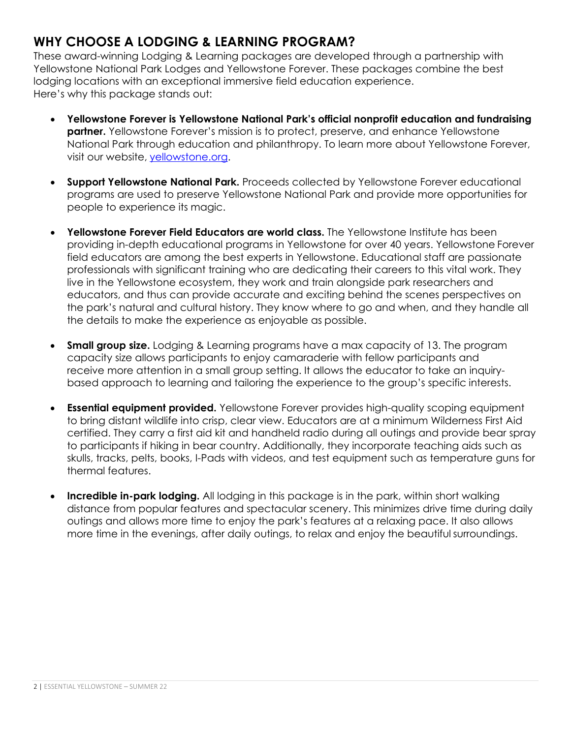## WHY CHOOSE A LODGING & LEARNING PROGRAM?

These award-winning Lodging & Learning packages are developed through a partnership with Yellowstone National Park Lodges and Yellowstone Forever. These packages combine the best lodging locations with an exceptional immersive field education experience.
Here's why this package stands out:

- **Yellowstone Forever is Yellowstone National Park's official nonprofit education and fundraising partner.** Yellowstone Forever's mission is to protect, preserve, and enhance Yellowstone National Park through education and philanthropy. To learn more about Yellowstone Forever, visit our website, yellowstone.org.

- **Support Yellowstone National Park.** Proceeds collected by Yellowstone Forever educational programs are used to preserve Yellowstone National Park and provide more opportunities for people to experience its magic.

- **Yellowstone Forever Field Educators are world class.** The Yellowstone Institute has been providing in-depth educational programs in Yellowstone for over 40 years. Yellowstone Forever field educators are among the best experts in Yellowstone. Educational staff are passionate professionals with significant training who are dedicating their careers to this vital work. They live in the Yellowstone ecosystem, they work and train alongside park researchers and educators, and thus can provide accurate and exciting behind the scenes perspectives on the park's natural and cultural history. They know where to go and when, and they handle all the details to make the experience as enjoyable as possible.

- **Small group size.** Lodging & Learning programs have a max capacity of 13. The program capacity size allows participants to enjoy camaraderie with fellow participants and receive more attention in a small group setting. It allows the educator to take an inquiry-based approach to learning and tailoring the experience to the group's specific interests.

- **Essential equipment provided.** Yellowstone Forever provides high-quality scoping equipment to bring distant wildlife into crisp, clear view. Educators are at a minimum Wilderness First Aid certified. They carry a first aid kit and handheld radio during all outings and provide bear spray to participants if hiking in bear country. Additionally, they incorporate teaching aids such as skulls, tracks, pelts, books, I-Pads with videos, and test equipment such as temperature guns for thermal features.

- **Incredible in-park lodging.** All lodging in this package is in the park, within short walking distance from popular features and spectacular scenery. This minimizes drive time during daily outings and allows more time to enjoy the park's features at a relaxing pace. It also allows more time in the evenings, after daily outings, to relax and enjoy the beautiful surroundings.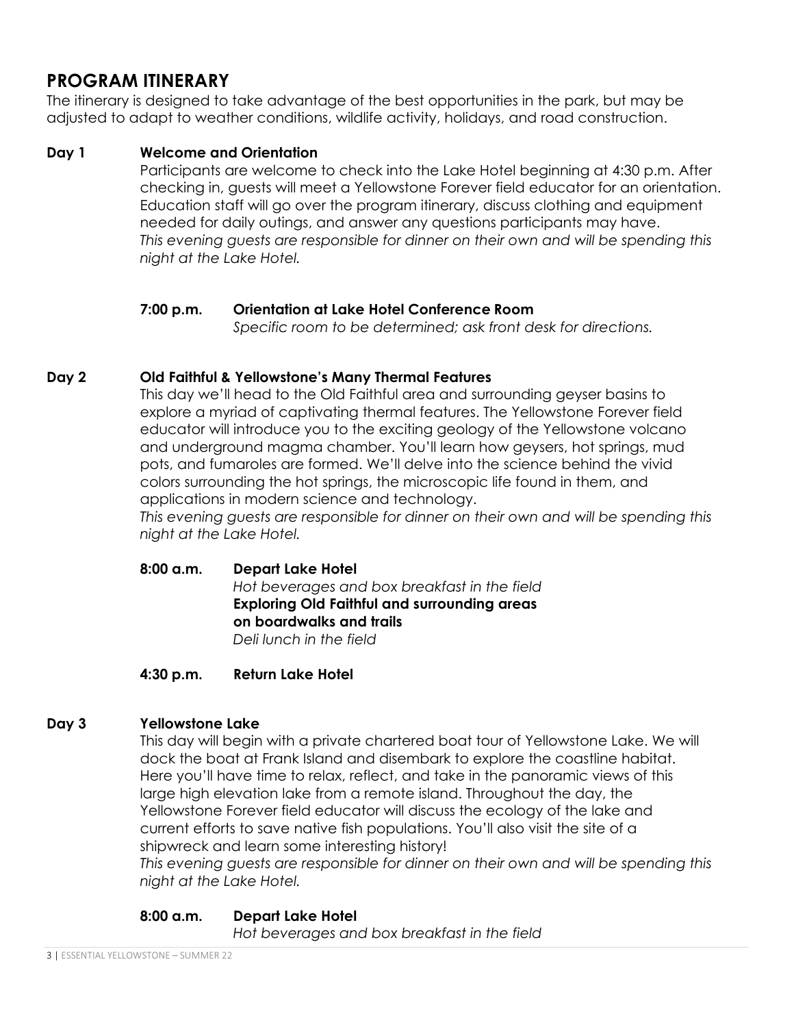## PROGRAM ITINERARY

The itinerary is designed to take advantage of the best opportunities in the park, but may be adjusted to adapt to weather conditions, wildlife activity, holidays, and road construction.

### Day 1 Welcome and Orientation

Participants are welcome to check into the Lake Hotel beginning at 4:30 p.m. After checking in, guests will meet a Yellowstone Forever field educator for an orientation. Education staff will go over the program itinerary, discuss clothing and equipment needed for daily outings, and answer any questions participants may have.

*This evening guests are responsible for dinner on their own and will be spending this night at the Lake Hotel.*

**7:00 p.m. Orientation at Lake Hotel Conference Room**
*Specific room to be determined; ask front desk for directions.*

### Day 2 Old Faithful & Yellowstone's Many Thermal Features

This day we'll head to the Old Faithful area and surrounding geyser basins to explore a myriad of captivating thermal features. The Yellowstone Forever field educator will introduce you to the exciting geology of the Yellowstone volcano and underground magma chamber. You'll learn how geysers, hot springs, mud pots, and fumaroles are formed. We'll delve into the science behind the vivid colors surrounding the hot springs, the microscopic life found in them, and applications in modern science and technology.

*This evening guests are responsible for dinner on their own and will be spending this night at the Lake Hotel.*

**8:00 a.m. Depart Lake Hotel**
*Hot beverages and box breakfast in the field*
**Exploring Old Faithful and surrounding areas on boardwalks and trails**
*Deli lunch in the field*

**4:30 p.m. Return Lake Hotel**

### Day 3 Yellowstone Lake

This day will begin with a private chartered boat tour of Yellowstone Lake. We will dock the boat at Frank Island and disembark to explore the coastline habitat. Here you'll have time to relax, reflect, and take in the panoramic views of this large high elevation lake from a remote island. Throughout the day, the Yellowstone Forever field educator will discuss the ecology of the lake and current efforts to save native fish populations. You'll also visit the site of a shipwreck and learn some interesting history!

*This evening guests are responsible for dinner on their own and will be spending this night at the Lake Hotel.*

**8:00 a.m. Depart Lake Hotel**
*Hot beverages and box breakfast in the field*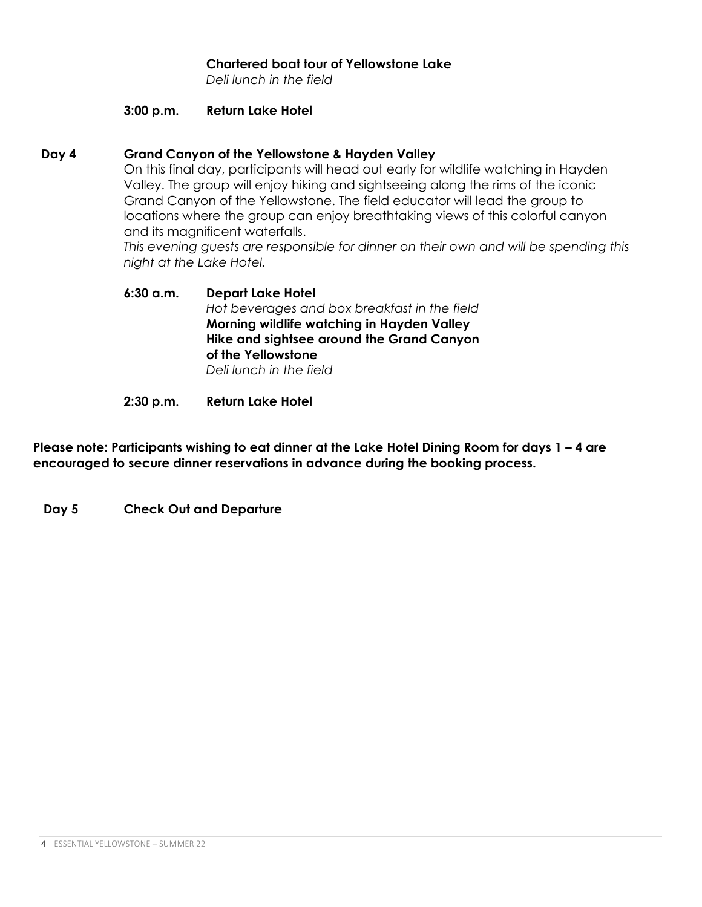**Chartered boat tour of Yellowstone Lake**
*Deli lunch in the field*

**3:00 p.m.** **Return Lake Hotel**

**Day 4** **Grand Canyon of the Yellowstone & Hayden Valley**

On this final day, participants will head out early for wildlife watching in Hayden Valley. The group will enjoy hiking and sightseeing along the rims of the iconic Grand Canyon of the Yellowstone. The field educator will lead the group to locations where the group can enjoy breathtaking views of this colorful canyon and its magnificent waterfalls.

*This evening guests are responsible for dinner on their own and will be spending this night at the Lake Hotel.*

**6:30 a.m.** **Depart Lake Hotel**
*Hot beverages and box breakfast in the field*
**Morning wildlife watching in Hayden Valley**
**Hike and sightsee around the Grand Canyon of the Yellowstone**
*Deli lunch in the field*

**2:30 p.m.** **Return Lake Hotel**

**Please note: Participants wishing to eat dinner at the Lake Hotel Dining Room for days 1 – 4 are encouraged to secure dinner reservations in advance during the booking process.**

**Day 5** **Check Out and Departure**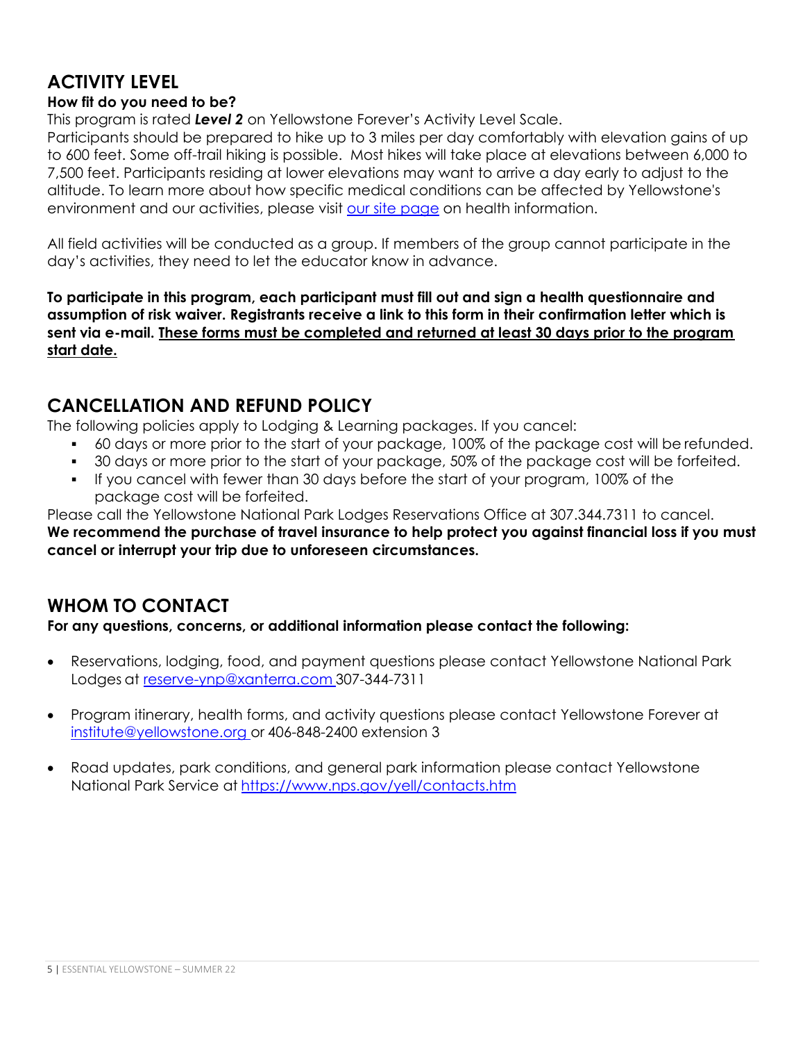## ACTIVITY LEVEL

**How fit do you need to be?**

This program is rated ***Level 2*** on Yellowstone Forever's Activity Level Scale.

Participants should be prepared to hike up to 3 miles per day comfortably with elevation gains of up to 600 feet. Some off-trail hiking is possible. Most hikes will take place at elevations between 6,000 to 7,500 feet. Participants residing at lower elevations may want to arrive a day early to adjust to the altitude. To learn more about how specific medical conditions can be affected by Yellowstone's environment and our activities, please visit [our site page](our site page) on health information.

All field activities will be conducted as a group. If members of the group cannot participate in the day's activities, they need to let the educator know in advance.

**To participate in this program, each participant must fill out and sign a health questionnaire and assumption of risk waiver. Registrants receive a link to this form in their confirmation letter which is sent via e-mail. <u>These forms must be completed and returned at least 30 days prior to the program start date.</u>**

## CANCELLATION AND REFUND POLICY

The following policies apply to Lodging & Learning packages. If you cancel:

- 60 days or more prior to the start of your package, 100% of the package cost will be refunded.
- 30 days or more prior to the start of your package, 50% of the package cost will be forfeited.
- If you cancel with fewer than 30 days before the start of your program, 100% of the package cost will be forfeited.

Please call the Yellowstone National Park Lodges Reservations Office at 307.344.7311 to cancel.
**We recommend the purchase of travel insurance to help protect you against financial loss if you must cancel or interrupt your trip due to unforeseen circumstances.**

## WHOM TO CONTACT

**For any questions, concerns, or additional information please contact the following:**

- Reservations, lodging, food, and payment questions please contact Yellowstone National Park Lodges at reserve-ynp@xanterra.com 307-344-7311
- Program itinerary, health forms, and activity questions please contact Yellowstone Forever at institute@yellowstone.org or 406-848-2400 extension 3
- Road updates, park conditions, and general park information please contact Yellowstone National Park Service at https://www.nps.gov/yell/contacts.htm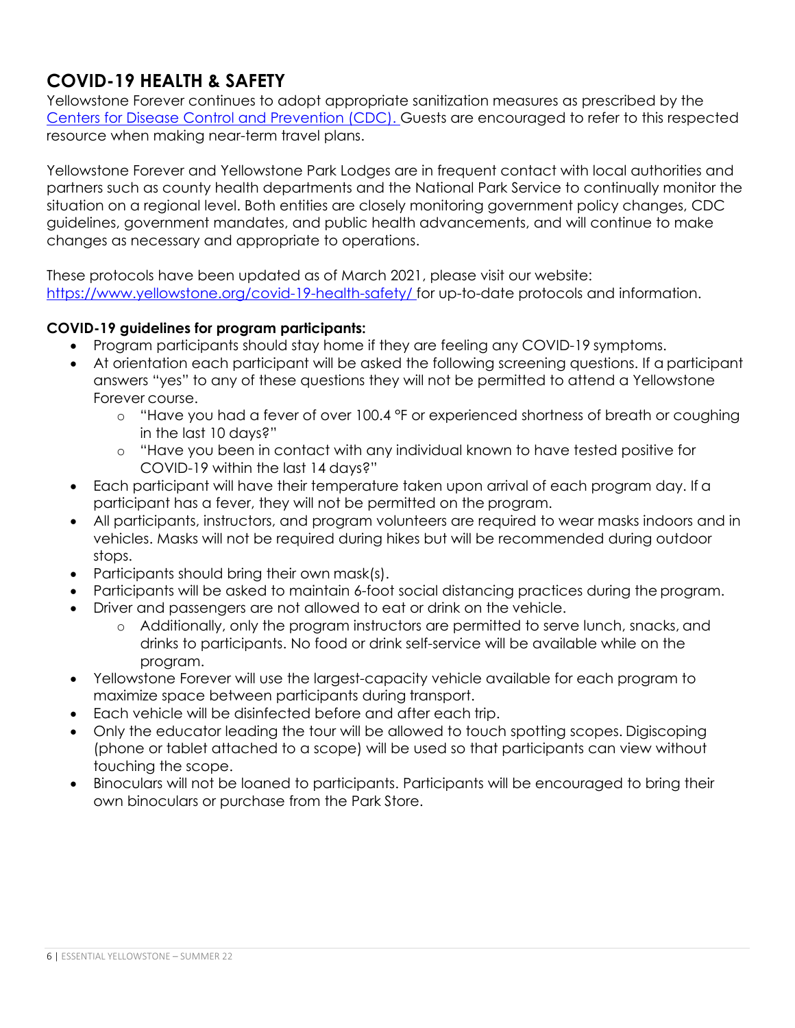## COVID-19 HEALTH & SAFETY

Yellowstone Forever continues to adopt appropriate sanitization measures as prescribed by the [Centers for Disease Control and Prevention (CDC).](https://www.cdc.gov) Guests are encouraged to refer to this respected resource when making near-term travel plans.

Yellowstone Forever and Yellowstone Park Lodges are in frequent contact with local authorities and partners such as county health departments and the National Park Service to continually monitor the situation on a regional level. Both entities are closely monitoring government policy changes, CDC guidelines, government mandates, and public health advancements, and will continue to make changes as necessary and appropriate to operations.

These protocols have been updated as of March 2021, please visit our website: [https://www.yellowstone.org/covid-19-health-safety/](https://www.yellowstone.org/covid-19-health-safety/) for up-to-date protocols and information.

**COVID-19 guidelines for program participants:**

- Program participants should stay home if they are feeling any COVID-19 symptoms.
- At orientation each participant will be asked the following screening questions. If a participant answers "yes" to any of these questions they will not be permitted to attend a Yellowstone Forever course.
  - "Have you had a fever of over 100.4 °F or experienced shortness of breath or coughing in the last 10 days?"
  - "Have you been in contact with any individual known to have tested positive for COVID-19 within the last 14 days?"
- Each participant will have their temperature taken upon arrival of each program day. If a participant has a fever, they will not be permitted on the program.
- All participants, instructors, and program volunteers are required to wear masks indoors and in vehicles. Masks will not be required during hikes but will be recommended during outdoor stops.
- Participants should bring their own mask(s).
- Participants will be asked to maintain 6-foot social distancing practices during the program.
- Driver and passengers are not allowed to eat or drink on the vehicle.
  - Additionally, only the program instructors are permitted to serve lunch, snacks, and drinks to participants. No food or drink self-service will be available while on the program.
- Yellowstone Forever will use the largest-capacity vehicle available for each program to maximize space between participants during transport.
- Each vehicle will be disinfected before and after each trip.
- Only the educator leading the tour will be allowed to touch spotting scopes. Digiscoping (phone or tablet attached to a scope) will be used so that participants can view without touching the scope.
- Binoculars will not be loaned to participants. Participants will be encouraged to bring their own binoculars or purchase from the Park Store.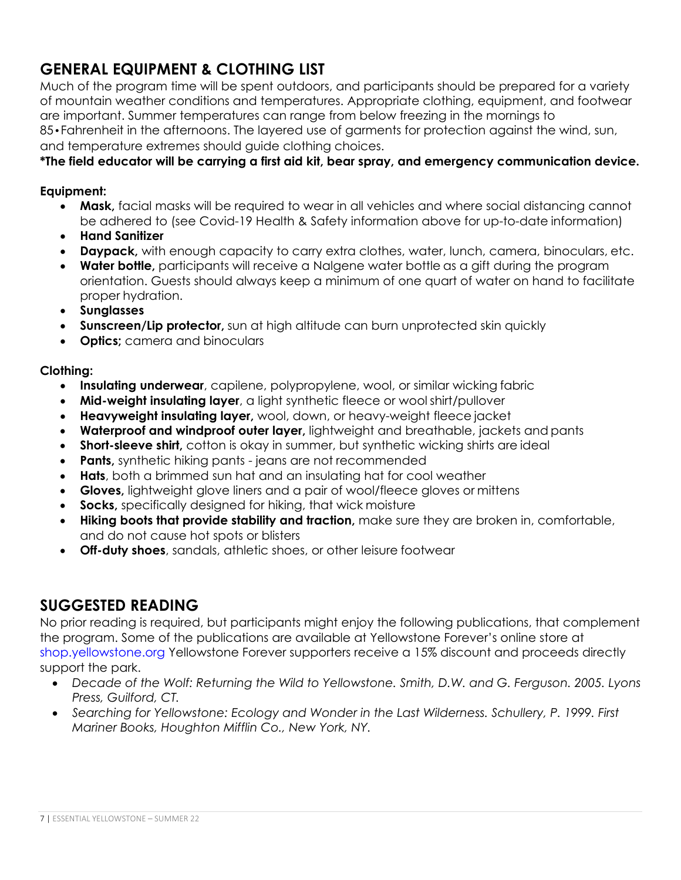## GENERAL EQUIPMENT & CLOTHING LIST

Much of the program time will be spent outdoors, and participants should be prepared for a variety of mountain weather conditions and temperatures. Appropriate clothing, equipment, and footwear are important. Summer temperatures can range from below freezing in the mornings to 85•Fahrenheit in the afternoons. The layered use of garments for protection against the wind, sun, and temperature extremes should guide clothing choices.

**\*The field educator will be carrying a first aid kit, bear spray, and emergency communication device.**

**Equipment:**

- **Mask,** facial masks will be required to wear in all vehicles and where social distancing cannot be adhered to (see Covid-19 Health & Safety information above for up-to-date information)
- **Hand Sanitizer**
- **Daypack,** with enough capacity to carry extra clothes, water, lunch, camera, binoculars, etc.
- **Water bottle,** participants will receive a Nalgene water bottle as a gift during the program orientation. Guests should always keep a minimum of one quart of water on hand to facilitate proper hydration.
- **Sunglasses**
- **Sunscreen/Lip protector,** sun at high altitude can burn unprotected skin quickly
- **Optics;** camera and binoculars

**Clothing:**

- **Insulating underwear**, capilene, polypropylene, wool, or similar wicking fabric
- **Mid-weight insulating layer**, a light synthetic fleece or wool shirt/pullover
- **Heavyweight insulating layer,** wool, down, or heavy-weight fleece jacket
- **Waterproof and windproof outer layer,** lightweight and breathable, jackets and pants
- **Short-sleeve shirt,** cotton is okay in summer, but synthetic wicking shirts are ideal
- **Pants,** synthetic hiking pants - jeans are not recommended
- **Hats**, both a brimmed sun hat and an insulating hat for cool weather
- **Gloves,** lightweight glove liners and a pair of wool/fleece gloves or mittens
- **Socks,** specifically designed for hiking, that wick moisture
- **Hiking boots that provide stability and traction,** make sure they are broken in, comfortable, and do not cause hot spots or blisters
- **Off-duty shoes**, sandals, athletic shoes, or other leisure footwear

## SUGGESTED READING

No prior reading is required, but participants might enjoy the following publications, that complement the program. Some of the publications are available at Yellowstone Forever's online store at shop.yellowstone.org Yellowstone Forever supporters receive a 15% discount and proceeds directly support the park.

- *Decade of the Wolf: Returning the Wild to Yellowstone. Smith, D.W. and G. Ferguson. 2005. Lyons Press, Guilford, CT.*
- *Searching for Yellowstone: Ecology and Wonder in the Last Wilderness. Schullery, P. 1999. First Mariner Books, Houghton Mifflin Co., New York, NY.*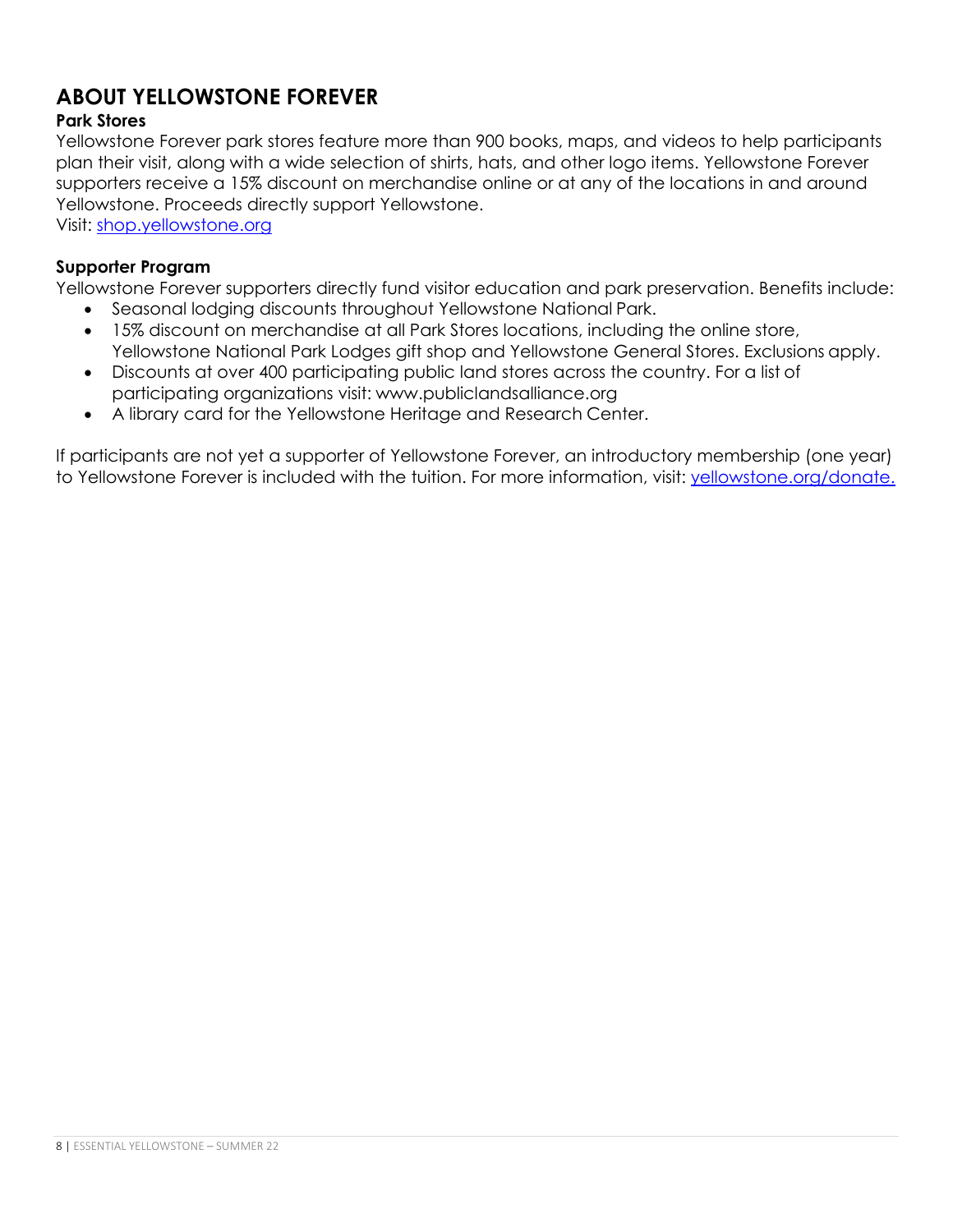## ABOUT YELLOWSTONE FOREVER

### Park Stores

Yellowstone Forever park stores feature more than 900 books, maps, and videos to help participants plan their visit, along with a wide selection of shirts, hats, and other logo items. Yellowstone Forever supporters receive a 15% discount on merchandise online or at any of the locations in and around Yellowstone. Proceeds directly support Yellowstone.

Visit: shop.yellowstone.org

### Supporter Program

Yellowstone Forever supporters directly fund visitor education and park preservation. Benefits include:

- Seasonal lodging discounts throughout Yellowstone National Park.
- 15% discount on merchandise at all Park Stores locations, including the online store, Yellowstone National Park Lodges gift shop and Yellowstone General Stores. Exclusions apply.
- Discounts at over 400 participating public land stores across the country. For a list of participating organizations visit: www.publiclandsalliance.org
- A library card for the Yellowstone Heritage and Research Center.

If participants are not yet a supporter of Yellowstone Forever, an introductory membership (one year) to Yellowstone Forever is included with the tuition. For more information, visit: yellowstone.org/donate.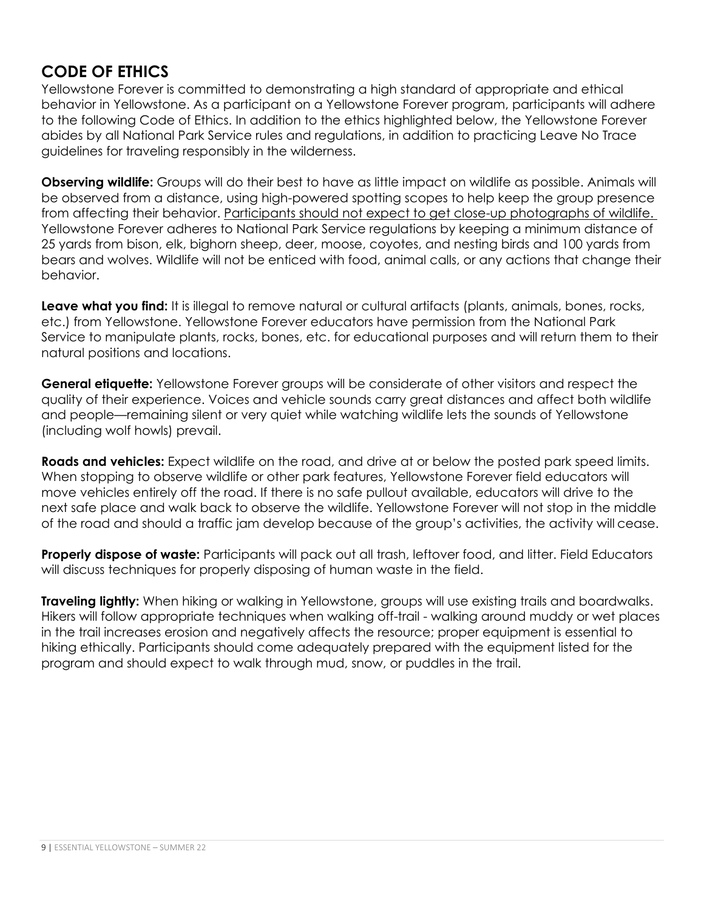## CODE OF ETHICS

Yellowstone Forever is committed to demonstrating a high standard of appropriate and ethical behavior in Yellowstone. As a participant on a Yellowstone Forever program, participants will adhere to the following Code of Ethics. In addition to the ethics highlighted below, the Yellowstone Forever abides by all National Park Service rules and regulations, in addition to practicing Leave No Trace guidelines for traveling responsibly in the wilderness.

**Observing wildlife:** Groups will do their best to have as little impact on wildlife as possible. Animals will be observed from a distance, using high-powered spotting scopes to help keep the group presence from affecting their behavior. <u>Participants should not expect to get close-up photographs of wildlife.</u> Yellowstone Forever adheres to National Park Service regulations by keeping a minimum distance of 25 yards from bison, elk, bighorn sheep, deer, moose, coyotes, and nesting birds and 100 yards from bears and wolves. Wildlife will not be enticed with food, animal calls, or any actions that change their behavior.

**Leave what you find:** It is illegal to remove natural or cultural artifacts (plants, animals, bones, rocks, etc.) from Yellowstone. Yellowstone Forever educators have permission from the National Park Service to manipulate plants, rocks, bones, etc. for educational purposes and will return them to their natural positions and locations.

**General etiquette:** Yellowstone Forever groups will be considerate of other visitors and respect the quality of their experience. Voices and vehicle sounds carry great distances and affect both wildlife and people—remaining silent or very quiet while watching wildlife lets the sounds of Yellowstone (including wolf howls) prevail.

**Roads and vehicles:** Expect wildlife on the road, and drive at or below the posted park speed limits. When stopping to observe wildlife or other park features, Yellowstone Forever field educators will move vehicles entirely off the road. If there is no safe pullout available, educators will drive to the next safe place and walk back to observe the wildlife. Yellowstone Forever will not stop in the middle of the road and should a traffic jam develop because of the group's activities, the activity will cease.

**Properly dispose of waste:** Participants will pack out all trash, leftover food, and litter. Field Educators will discuss techniques for properly disposing of human waste in the field.

**Traveling lightly:** When hiking or walking in Yellowstone, groups will use existing trails and boardwalks. Hikers will follow appropriate techniques when walking off-trail - walking around muddy or wet places in the trail increases erosion and negatively affects the resource; proper equipment is essential to hiking ethically. Participants should come adequately prepared with the equipment listed for the program and should expect to walk through mud, snow, or puddles in the trail.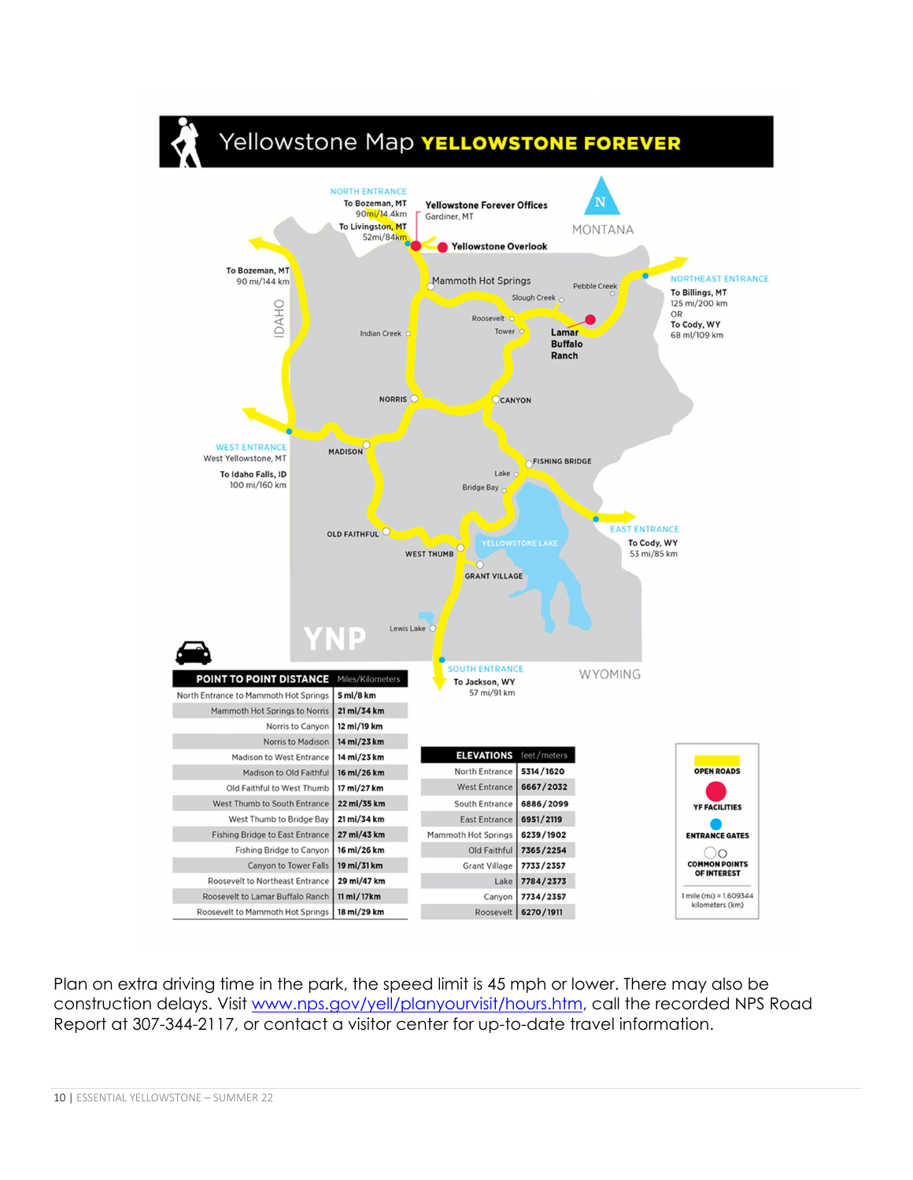# Yellowstone Map YELLOWSTONE FOREVER

NORTH ENTRANCE
To Bozeman, MT
90mi/14.4km
To Livingston, MT
52mi/84km

Yellowstone Forever Offices
Gardiner, MT

Yellowstone Overlook

N
MONTANA

To Bozeman, MT
90 mi/144 km

IDAHO

Mammoth Hot Springs
Pebble Creek
Slough Creek
Roosevelt
Tower
Indian Creek
Lamar Buffalo Ranch

NORTHEAST ENTRANCE
To Billings, MT
125 mi/200 km
OR
To Cody, WY
68 ml/109 km

NORRIS
CANYON

WEST ENTRANCE
West Yellowstone, MT
To Idaho Falls, ID
100 mi/160 km

MADISON
FISHING BRIDGE
Lake
Bridge Bay

EAST ENTRANCE
To Cody, WY
53 mi/85 km

OLD FAITHFUL
WEST THUMB
YELLOWSTONE LAKE
GRANT VILLAGE

Lewis Lake
YNP

SOUTH ENTRANCE
To Jackson, WY
57 mi/91 km

WYOMING

| POINT TO POINT DISTANCE | Miles/Kilometers |
|---|---|
| North Entrance to Mammoth Hot Springs | 5 mi/8 km |
| Mammoth Hot Springs to Norris | 21 mi/34 km |
| Norris to Canyon | 12 mi/19 km |
| Norris to Madison | 14 mi/23 km |
| Madison to West Entrance | 14 mi/23 km |
| Madison to Old Faithful | 16 mi/26 km |
| Old Faithful to West Thumb | 17 mi/27 km |
| West Thumb to South Entrance | 22 mi/35 km |
| West Thumb to Bridge Bay | 21 mi/34 km |
| Fishing Bridge to East Entrance | 27 mi/43 km |
| Fishing Bridge to Canyon | 16 mi/26 km |
| Canyon to Tower Falls | 19 mi/31 km |
| Roosevelt to Northeast Entrance | 29 mi/47 km |
| Roosevelt to Lamar Buffalo Ranch | 11 mi/17km |
| Roosevelt to Mammoth Hot Springs | 18 mi/29 km |

| ELEVATIONS | feet/meters |
|---|---|
| North Entrance | 5314/1620 |
| West Entrance | 6667/2032 |
| South Entrance | 6886/2099 |
| East Entrance | 6951/2119 |
| Mammoth Hot Springs | 6239/1902 |
| Old Faithful | 7365/2254 |
| Grant Village | 7733/2357 |
| Lake | 7784/2373 |
| Canyon | 7734/2357 |
| Roosevelt | 6270/1911 |

OPEN ROADS
YF FACILITIES
ENTRANCE GATES
COMMON POINTS OF INTEREST
1 mile (mi) = 1.609344 kilometers (km)

Plan on extra driving time in the park, the speed limit is 45 mph or lower. There may also be construction delays. Visit www.nps.gov/yell/planyourvisit/hours.htm, call the recorded NPS Road Report at 307-344-2117, or contact a visitor center for up-to-date travel information.